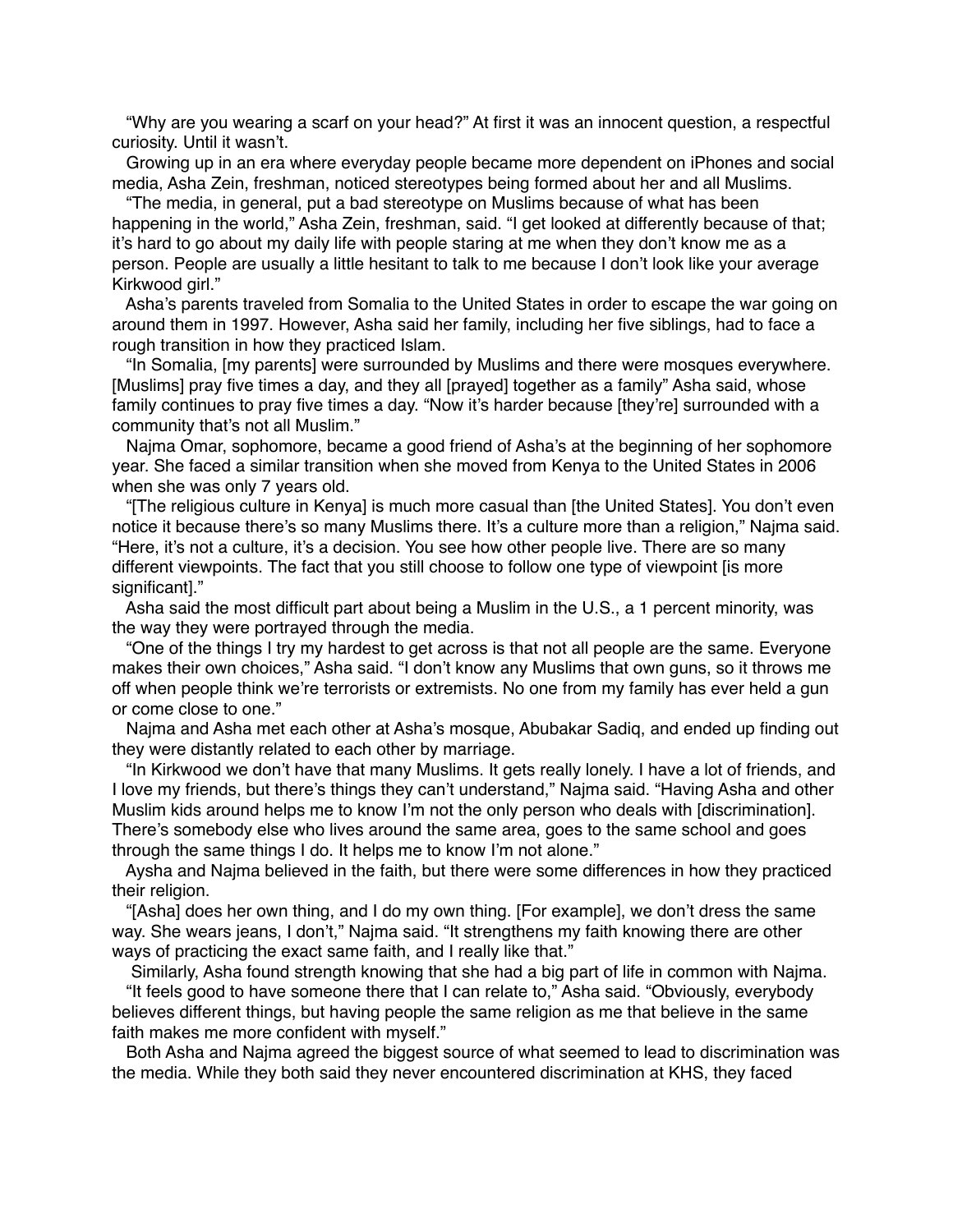"Why are you wearing a scarf on your head?" At first it was an innocent question, a respectful curiosity. Until it wasn't.

Growing up in an era where everyday people became more dependent on iPhones and social media, Asha Zein, freshman, noticed stereotypes being formed about her and all Muslims.

"The media, in general, put a bad stereotype on Muslims because of what has been happening in the world," Asha Zein, freshman, said. "I get looked at differently because of that; it's hard to go about my daily life with people staring at me when they don't know me as a person. People are usually a little hesitant to talk to me because I don't look like your average Kirkwood girl."

Asha's parents traveled from Somalia to the United States in order to escape the war going on around them in 1997. However, Asha said her family, including her five siblings, had to face a rough transition in how they practiced Islam.

"In Somalia, [my parents] were surrounded by Muslims and there were mosques everywhere. [Muslims] pray five times a day, and they all [prayed] together as a family" Asha said, whose family continues to pray five times a day. "Now it's harder because [they're] surrounded with a community that's not all Muslim."

Najma Omar, sophomore, became a good friend of Asha's at the beginning of her sophomore year. She faced a similar transition when she moved from Kenya to the United States in 2006 when she was only 7 years old.

"[The religious culture in Kenya] is much more casual than [the United States]. You don't even notice it because there's so many Muslims there. It's a culture more than a religion," Najma said. "Here, it's not a culture, it's a decision. You see how other people live. There are so many different viewpoints. The fact that you still choose to follow one type of viewpoint [is more significant]."

Asha said the most difficult part about being a Muslim in the U.S., a 1 percent minority, was the way they were portrayed through the media.

"One of the things I try my hardest to get across is that not all people are the same. Everyone makes their own choices," Asha said. "I don't know any Muslims that own guns, so it throws me off when people think we're terrorists or extremists. No one from my family has ever held a gun or come close to one."

Najma and Asha met each other at Asha's mosque, Abubakar Sadiq, and ended up finding out they were distantly related to each other by marriage.

"In Kirkwood we don't have that many Muslims. It gets really lonely. I have a lot of friends, and I love my friends, but there's things they can't understand," Najma said. "Having Asha and other Muslim kids around helps me to know I'm not the only person who deals with [discrimination]. There's somebody else who lives around the same area, goes to the same school and goes through the same things I do. It helps me to know I'm not alone."

Aysha and Najma believed in the faith, but there were some differences in how they practiced their religion.

"[Asha] does her own thing, and I do my own thing. [For example], we don't dress the same way. She wears jeans, I don't," Najma said. "It strengthens my faith knowing there are other ways of practicing the exact same faith, and I really like that."

Similarly, Asha found strength knowing that she had a big part of life in common with Najma.

"It feels good to have someone there that I can relate to," Asha said. "Obviously, everybody believes different things, but having people the same religion as me that believe in the same faith makes me more confident with myself."

Both Asha and Najma agreed the biggest source of what seemed to lead to discrimination was the media. While they both said they never encountered discrimination at KHS, they faced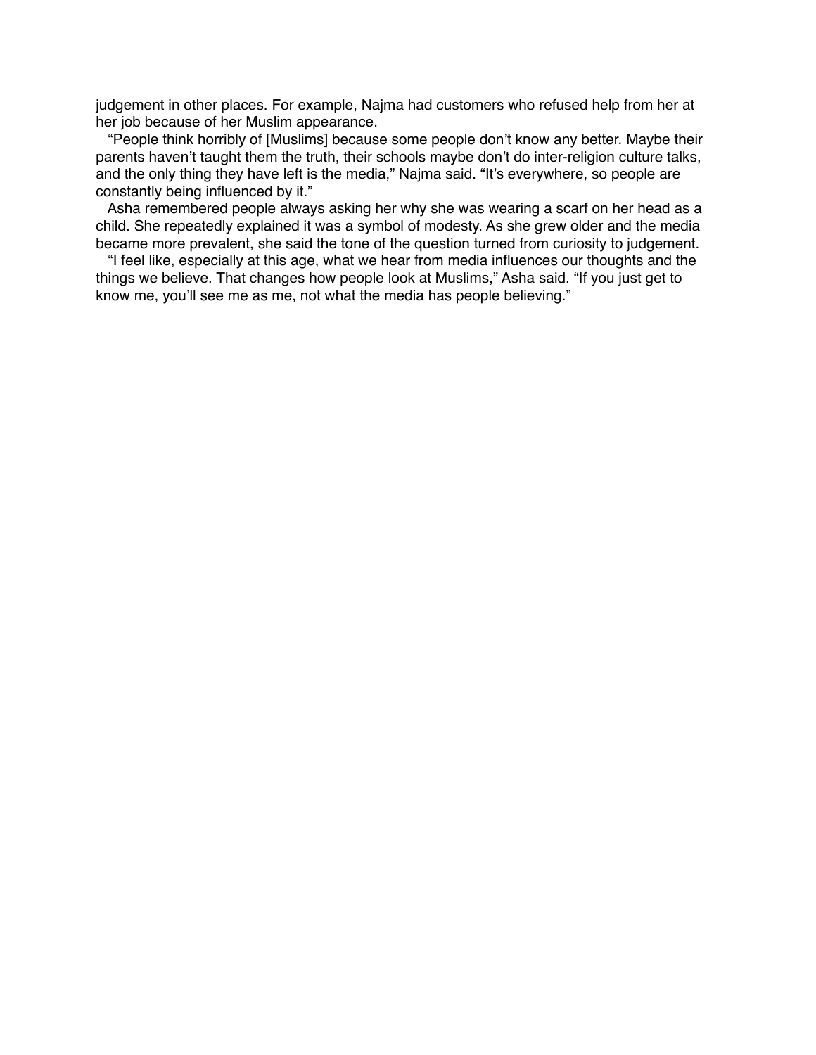judgement in other places. For example, Najma had customers who refused help from her at her job because of her Muslim appearance.

"People think horribly of [Muslims] because some people don't know any better. Maybe their parents haven't taught them the truth, their schools maybe don't do inter-religion culture talks, and the only thing they have left is the media," Najma said. "It's everywhere, so people are constantly being influenced by it."

Asha remembered people always asking her why she was wearing a scarf on her head as a child. She repeatedly explained it was a symbol of modesty. As she grew older and the media became more prevalent, she said the tone of the question turned from curiosity to judgement.

"I feel like, especially at this age, what we hear from media influences our thoughts and the things we believe. That changes how people look at Muslims," Asha said. "If you just get to know me, you'll see me as me, not what the media has people believing."